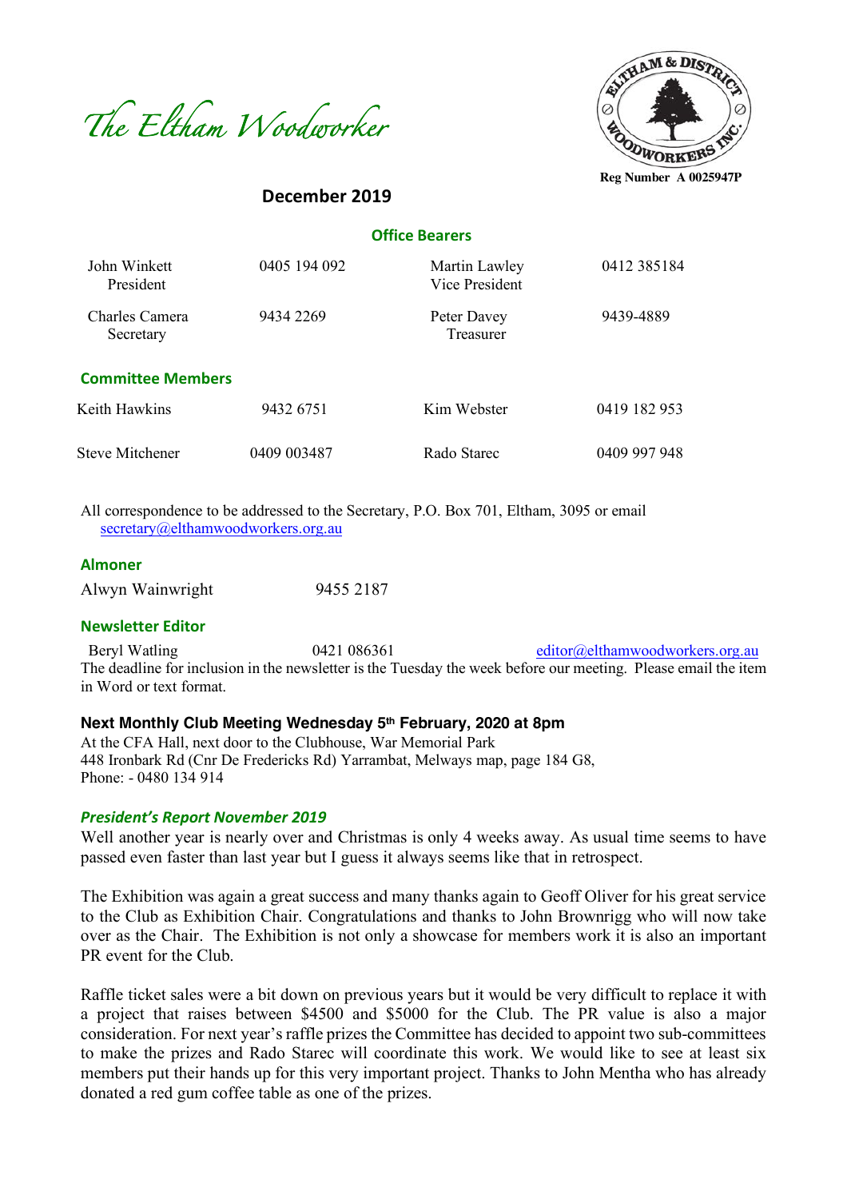# The Eltham Woodworker

Reg Number A 0025947P

## December 2019

### Office Bearers

| | | | |
|---|---|---|---|
| John Winkett<br>President | 0405 194 092 | Martin Lawley<br>Vice President | 0412 385184 |
| Charles Camera<br>Secretary | 9434 2269 | Peter Davey<br>Treasurer | 9439-4889 |

### Committee Members

| | | | |
|---|---|---|---|
| Keith Hawkins | 9432 6751 | Kim Webster | 0419 182 953 |
| Steve Mitchener | 0409 003487 | Rado Starec | 0409 997 948 |

All correspondence to be addressed to the Secretary, P.O. Box 701, Eltham, 3095 or email secretary@elthamwoodworkers.org.au

### Almoner

Alwyn Wainwright 9455 2187

### Newsletter Editor

Beryl Watling 0421 086361 editor@elthamwoodworkers.org.au

The deadline for inclusion in the newsletter is the Tuesday the week before our meeting. Please email the item in Word or text format.

**Next Monthly Club Meeting Wednesday 5th February, 2020 at 8pm**

At the CFA Hall, next door to the Clubhouse, War Memorial Park
448 Ironbark Rd (Cnr De Fredericks Rd) Yarrambat, Melways map, page 184 G8,
Phone: - 0480 134 914

### *President's Report November 2019*

Well another year is nearly over and Christmas is only 4 weeks away. As usual time seems to have passed even faster than last year but I guess it always seems like that in retrospect.

The Exhibition was again a great success and many thanks again to Geoff Oliver for his great service to the Club as Exhibition Chair. Congratulations and thanks to John Brownrigg who will now take over as the Chair. The Exhibition is not only a showcase for members work it is also an important PR event for the Club.

Raffle ticket sales were a bit down on previous years but it would be very difficult to replace it with a project that raises between $4500 and $5000 for the Club. The PR value is also a major consideration. For next year's raffle prizes the Committee has decided to appoint two sub-committees to make the prizes and Rado Starec will coordinate this work. We would like to see at least six members put their hands up for this very important project. Thanks to John Mentha who has already donated a red gum coffee table as one of the prizes.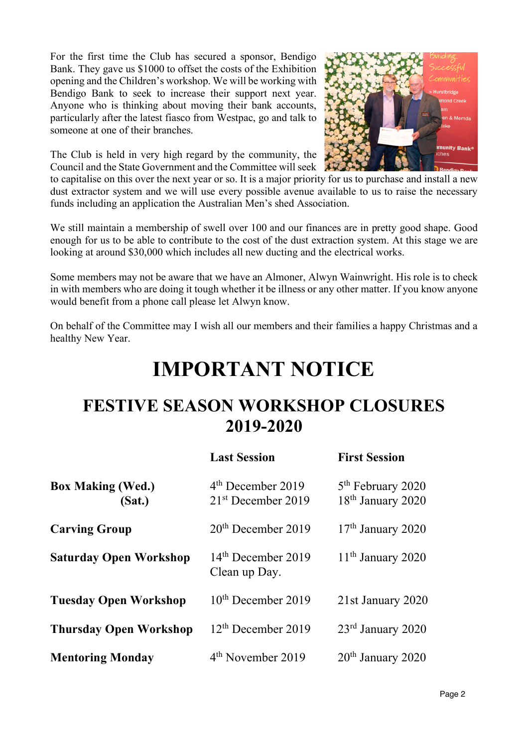For the first time the Club has secured a sponsor, Bendigo Bank. They gave us $1000 to offset the costs of the Exhibition opening and the Children's workshop. We will be working with Bendigo Bank to seek to increase their support next year. Anyone who is thinking about moving their bank accounts, particularly after the latest fiasco from Westpac, go and talk to someone at one of their branches.

The Club is held in very high regard by the community, the Council and the State Government and the Committee will seek to capitalise on this over the next year or so. It is a major priority for us to purchase and install a new dust extractor system and we will use every possible avenue available to us to raise the necessary funds including an application the Australian Men's shed Association.

We still maintain a membership of swell over 100 and our finances are in pretty good shape. Good enough for us to be able to contribute to the cost of the dust extraction system. At this stage we are looking at around $30,000 which includes all new ducting and the electrical works.

Some members may not be aware that we have an Almoner, Alwyn Wainwright. His role is to check in with members who are doing it tough whether it be illness or any other matter. If you know anyone would benefit from a phone call please let Alwyn know.

On behalf of the Committee may I wish all our members and their families a happy Christmas and a healthy New Year.

# IMPORTANT NOTICE

## FESTIVE SEASON WORKSHOP CLOSURES 2019-2020

| | Last Session | First Session |
|---|---|---|
| **Box Making (Wed.)** | 4th December 2019 | 5th February 2020 |
| **(Sat.)** | 21st December 2019 | 18th January 2020 |
| **Carving Group** | 20th December 2019 | 17th January 2020 |
| **Saturday Open Workshop** | 14th December 2019 Clean up Day. | 11th January 2020 |
| **Tuesday Open Workshop** | 10th December 2019 | 21st January 2020 |
| **Thursday Open Workshop** | 12th December 2019 | 23rd January 2020 |
| **Mentoring Monday** | 4th November 2019 | 20th January 2020 |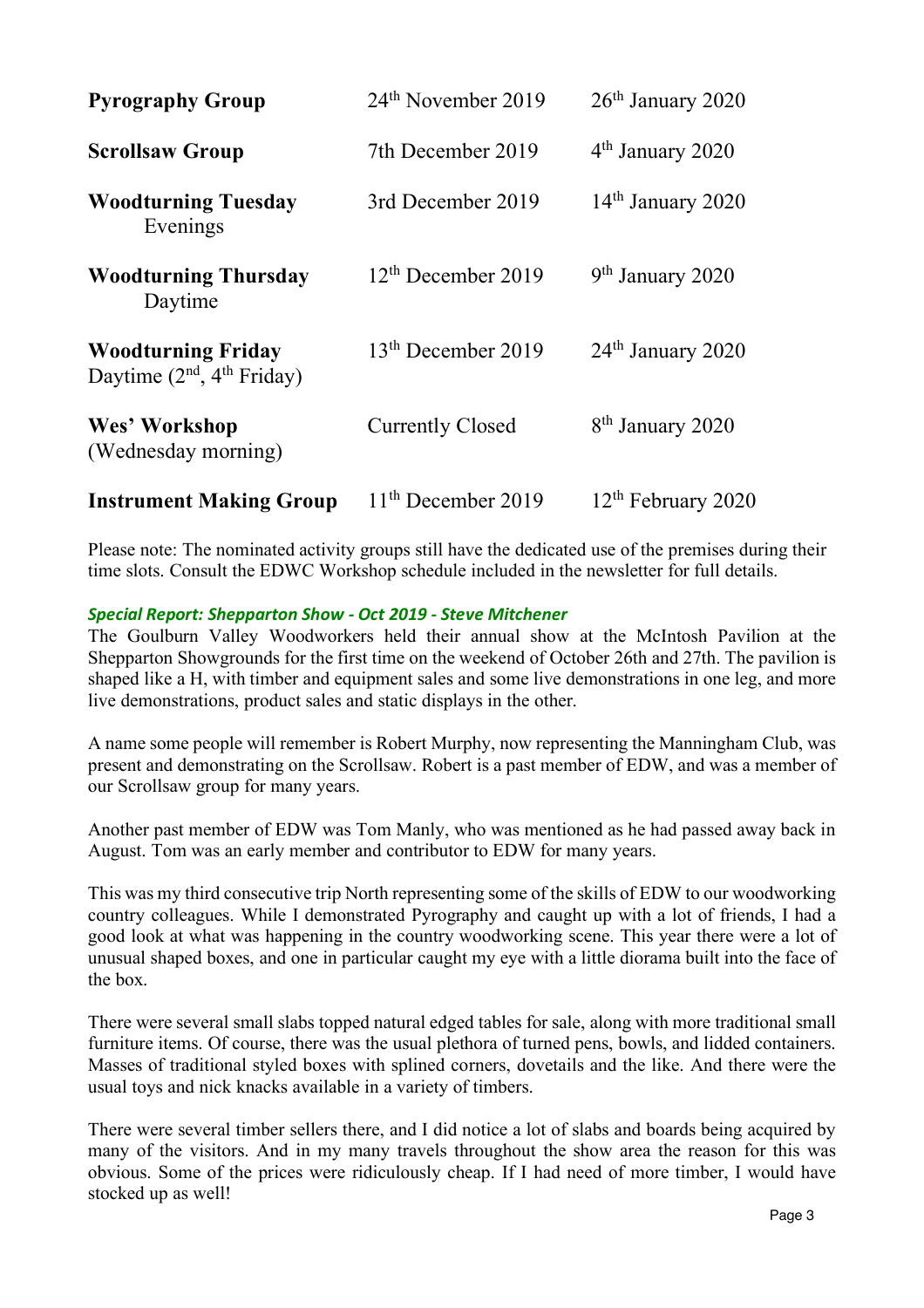| | | |
|---|---|---|
| **Pyrography Group** | 24th November 2019 | 26th January 2020 |
| **Scrollsaw Group** | 7th December 2019 | 4th January 2020 |
| **Woodturning Tuesday** Evenings | 3rd December 2019 | 14th January 2020 |
| **Woodturning Thursday** Daytime | 12th December 2019 | 9th January 2020 |
| **Woodturning Friday** Daytime (2nd, 4th Friday) | 13th December 2019 | 24th January 2020 |
| **Wes' Workshop** (Wednesday morning) | Currently Closed | 8th January 2020 |
| **Instrument Making Group** | 11th December 2019 | 12th February 2020 |

Please note: The nominated activity groups still have the dedicated use of the premises during their time slots. Consult the EDWC Workshop schedule included in the newsletter for full details.

### *Special Report: Shepparton Show - Oct 2019 - Steve Mitchener*

The Goulburn Valley Woodworkers held their annual show at the McIntosh Pavilion at the Shepparton Showgrounds for the first time on the weekend of October 26th and 27th. The pavilion is shaped like a H, with timber and equipment sales and some live demonstrations in one leg, and more live demonstrations, product sales and static displays in the other.

A name some people will remember is Robert Murphy, now representing the Manningham Club, was present and demonstrating on the Scrollsaw. Robert is a past member of EDW, and was a member of our Scrollsaw group for many years.

Another past member of EDW was Tom Manly, who was mentioned as he had passed away back in August. Tom was an early member and contributor to EDW for many years.

This was my third consecutive trip North representing some of the skills of EDW to our woodworking country colleagues. While I demonstrated Pyrography and caught up with a lot of friends, I had a good look at what was happening in the country woodworking scene. This year there were a lot of unusual shaped boxes, and one in particular caught my eye with a little diorama built into the face of the box.

There were several small slabs topped natural edged tables for sale, along with more traditional small furniture items. Of course, there was the usual plethora of turned pens, bowls, and lidded containers. Masses of traditional styled boxes with splined corners, dovetails and the like. And there were the usual toys and nick knacks available in a variety of timbers.

There were several timber sellers there, and I did notice a lot of slabs and boards being acquired by many of the visitors. And in my many travels throughout the show area the reason for this was obvious. Some of the prices were ridiculously cheap. If I had need of more timber, I would have stocked up as well!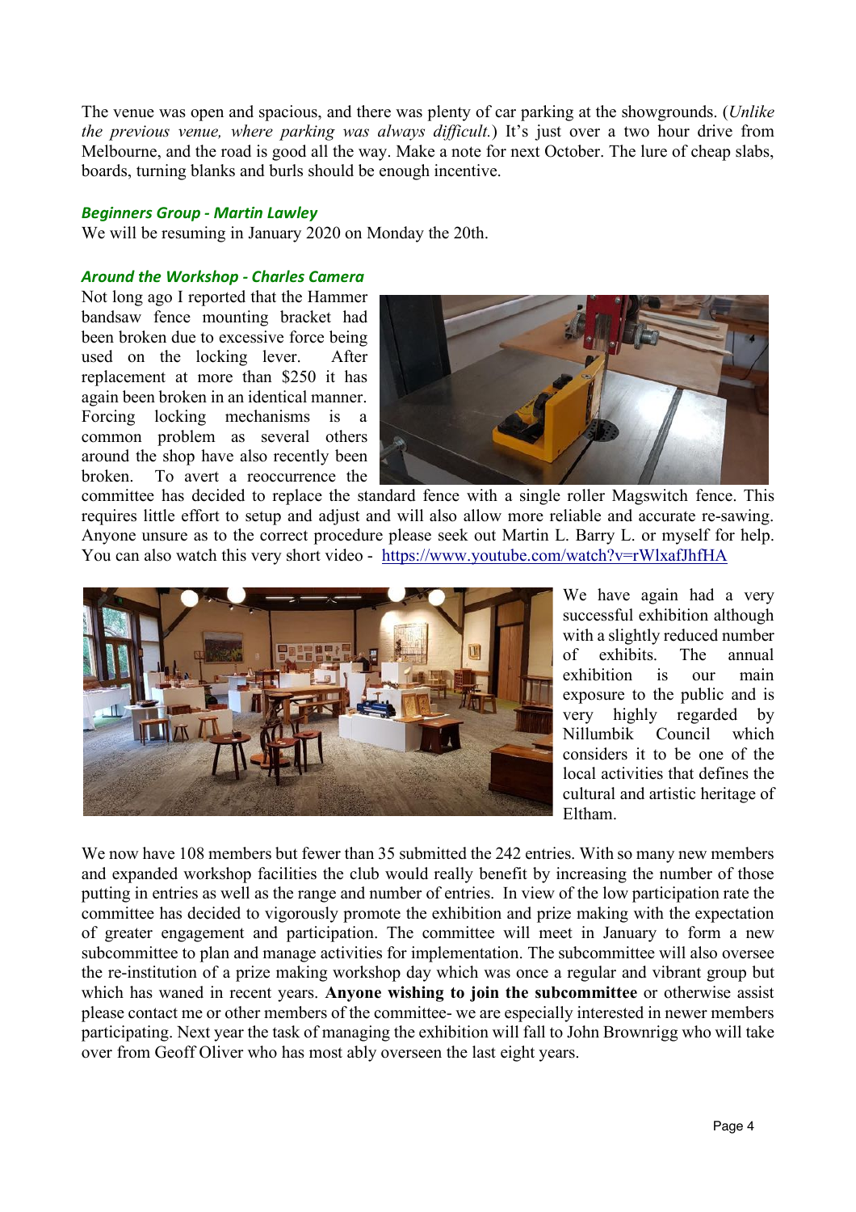The venue was open and spacious, and there was plenty of car parking at the showgrounds. (*Unlike the previous venue, where parking was always difficult.*) It's just over a two hour drive from Melbourne, and the road is good all the way. Make a note for next October. The lure of cheap slabs, boards, turning blanks and burls should be enough incentive.

### *Beginners Group - Martin Lawley*

We will be resuming in January 2020 on Monday the 20th.

### *Around the Workshop - Charles Camera*

Not long ago I reported that the Hammer bandsaw fence mounting bracket had been broken due to excessive force being used on the locking lever. After replacement at more than $250 it has again been broken in an identical manner. Forcing locking mechanisms is a common problem as several others around the shop have also recently been broken. To avert a reoccurrence the committee has decided to replace the standard fence with a single roller Magswitch fence. This requires little effort to setup and adjust and will also allow more reliable and accurate re-sawing. Anyone unsure as to the correct procedure please seek out Martin L. Barry L. or myself for help. You can also watch this very short video - [https://www.youtube.com/watch?v=rWlxafJhfHA](https://www.youtube.com/watch?v=rWlxafJhfHA)

We have again had a very successful exhibition although with a slightly reduced number of exhibits. The annual exhibition is our main exposure to the public and is very highly regarded by Nillumbik Council which considers it to be one of the local activities that defines the cultural and artistic heritage of Eltham.

We now have 108 members but fewer than 35 submitted the 242 entries. With so many new members and expanded workshop facilities the club would really benefit by increasing the number of those putting in entries as well as the range and number of entries. In view of the low participation rate the committee has decided to vigorously promote the exhibition and prize making with the expectation of greater engagement and participation. The committee will meet in January to form a new subcommittee to plan and manage activities for implementation. The subcommittee will also oversee the re-institution of a prize making workshop day which was once a regular and vibrant group but which has waned in recent years. **Anyone wishing to join the subcommittee** or otherwise assist please contact me or other members of the committee- we are especially interested in newer members participating. Next year the task of managing the exhibition will fall to John Brownrigg who will take over from Geoff Oliver who has most ably overseen the last eight years.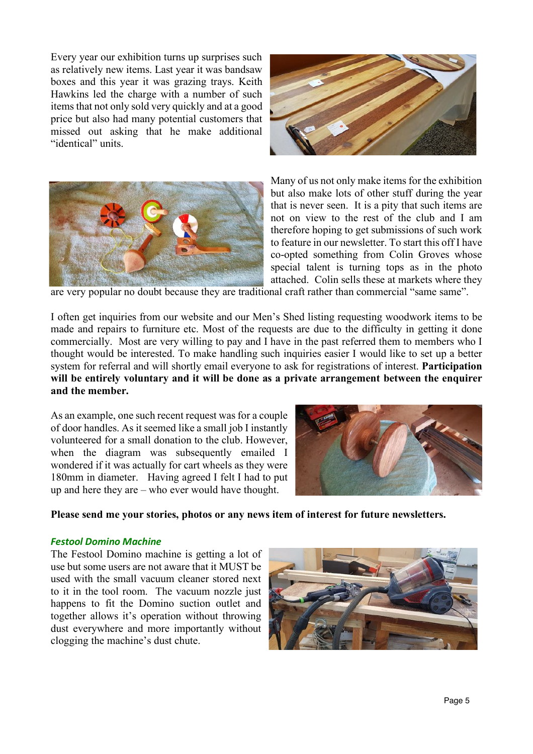Every year our exhibition turns up surprises such as relatively new items. Last year it was bandsaw boxes and this year it was grazing trays. Keith Hawkins led the charge with a number of such items that not only sold very quickly and at a good price but also had many potential customers that missed out asking that he make additional "identical" units.

Many of us not only make items for the exhibition but also make lots of other stuff during the year that is never seen. It is a pity that such items are not on view to the rest of the club and I am therefore hoping to get submissions of such work to feature in our newsletter. To start this off I have co-opted something from Colin Groves whose special talent is turning tops as in the photo attached. Colin sells these at markets where they are very popular no doubt because they are traditional craft rather than commercial "same same".

I often get inquiries from our website and our Men's Shed listing requesting woodwork items to be made and repairs to furniture etc. Most of the requests are due to the difficulty in getting it done commercially. Most are very willing to pay and I have in the past referred them to members who I thought would be interested. To make handling such inquiries easier I would like to set up a better system for referral and will shortly email everyone to ask for registrations of interest. **Participation will be entirely voluntary and it will be done as a private arrangement between the enquirer and the member.**

As an example, one such recent request was for a couple of door handles. As it seemed like a small job I instantly volunteered for a small donation to the club. However, when the diagram was subsequently emailed I wondered if it was actually for cart wheels as they were 180mm in diameter. Having agreed I felt I had to put up and here they are – who ever would have thought.

**Please send me your stories, photos or any news item of interest for future newsletters.**

### *Festool Domino Machine*

The Festool Domino machine is getting a lot of use but some users are not aware that it MUST be used with the small vacuum cleaner stored next to it in the tool room. The vacuum nozzle just happens to fit the Domino suction outlet and together allows it's operation without throwing dust everywhere and more importantly without clogging the machine's dust chute.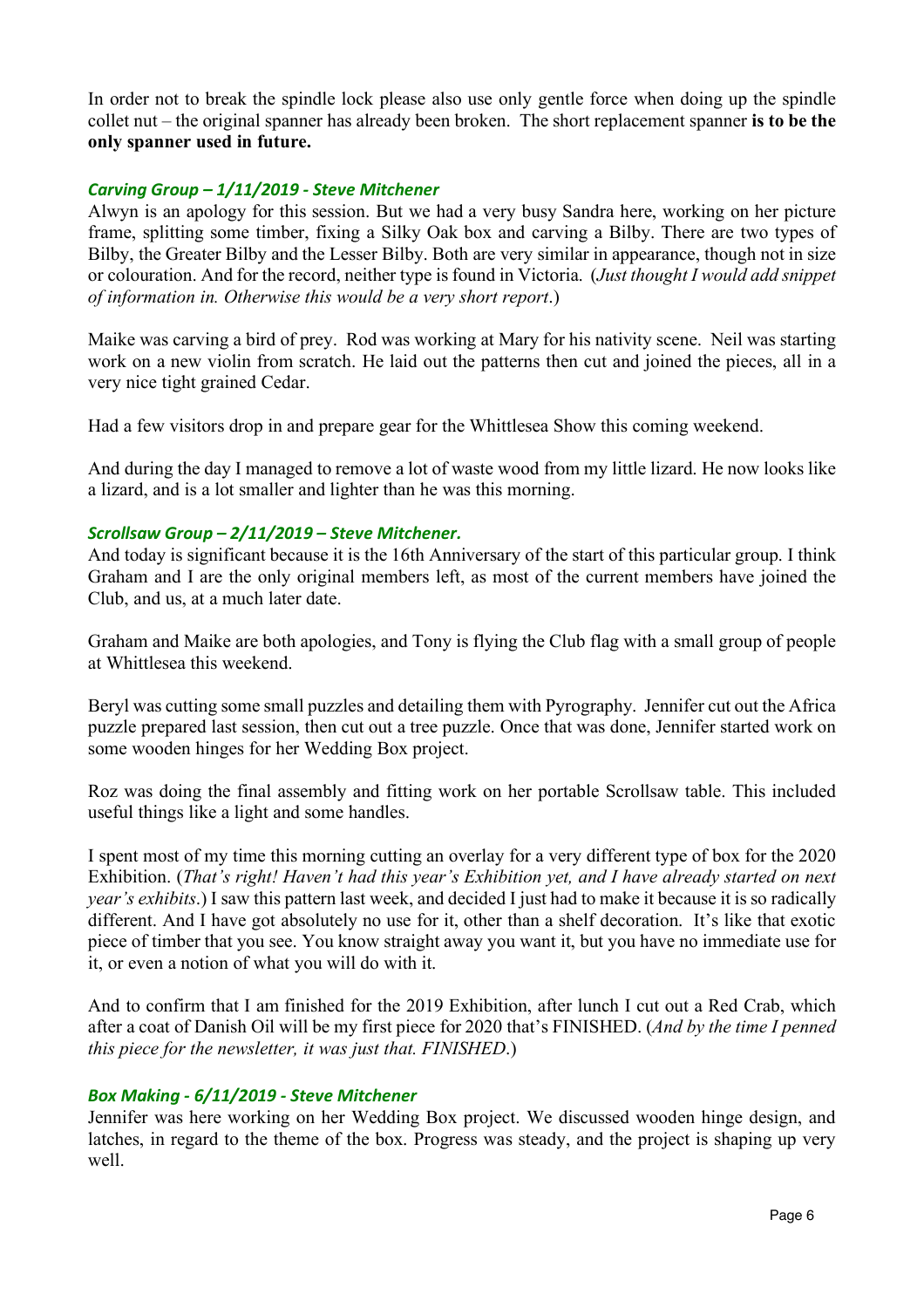In order not to break the spindle lock please also use only gentle force when doing up the spindle collet nut – the original spanner has already been broken. The short replacement spanner **is to be the only spanner used in future.**

### *Carving Group – 1/11/2019 - Steve Mitchener*

Alwyn is an apology for this session. But we had a very busy Sandra here, working on her picture frame, splitting some timber, fixing a Silky Oak box and carving a Bilby. There are two types of Bilby, the Greater Bilby and the Lesser Bilby. Both are very similar in appearance, though not in size or colouration. And for the record, neither type is found in Victoria. (*Just thought I would add snippet of information in. Otherwise this would be a very short report*.)

Maike was carving a bird of prey. Rod was working at Mary for his nativity scene. Neil was starting work on a new violin from scratch. He laid out the patterns then cut and joined the pieces, all in a very nice tight grained Cedar.

Had a few visitors drop in and prepare gear for the Whittlesea Show this coming weekend.

And during the day I managed to remove a lot of waste wood from my little lizard. He now looks like a lizard, and is a lot smaller and lighter than he was this morning.

### *Scrollsaw Group – 2/11/2019 – Steve Mitchener.*

And today is significant because it is the 16th Anniversary of the start of this particular group. I think Graham and I are the only original members left, as most of the current members have joined the Club, and us, at a much later date.

Graham and Maike are both apologies, and Tony is flying the Club flag with a small group of people at Whittlesea this weekend.

Beryl was cutting some small puzzles and detailing them with Pyrography. Jennifer cut out the Africa puzzle prepared last session, then cut out a tree puzzle. Once that was done, Jennifer started work on some wooden hinges for her Wedding Box project.

Roz was doing the final assembly and fitting work on her portable Scrollsaw table. This included useful things like a light and some handles.

I spent most of my time this morning cutting an overlay for a very different type of box for the 2020 Exhibition. (*That's right! Haven't had this year's Exhibition yet, and I have already started on next year's exhibits*.) I saw this pattern last week, and decided I just had to make it because it is so radically different. And I have got absolutely no use for it, other than a shelf decoration. It's like that exotic piece of timber that you see. You know straight away you want it, but you have no immediate use for it, or even a notion of what you will do with it.

And to confirm that I am finished for the 2019 Exhibition, after lunch I cut out a Red Crab, which after a coat of Danish Oil will be my first piece for 2020 that's FINISHED. (*And by the time I penned this piece for the newsletter, it was just that. FINISHED*.)

### *Box Making - 6/11/2019 - Steve Mitchener*

Jennifer was here working on her Wedding Box project. We discussed wooden hinge design, and latches, in regard to the theme of the box. Progress was steady, and the project is shaping up very well.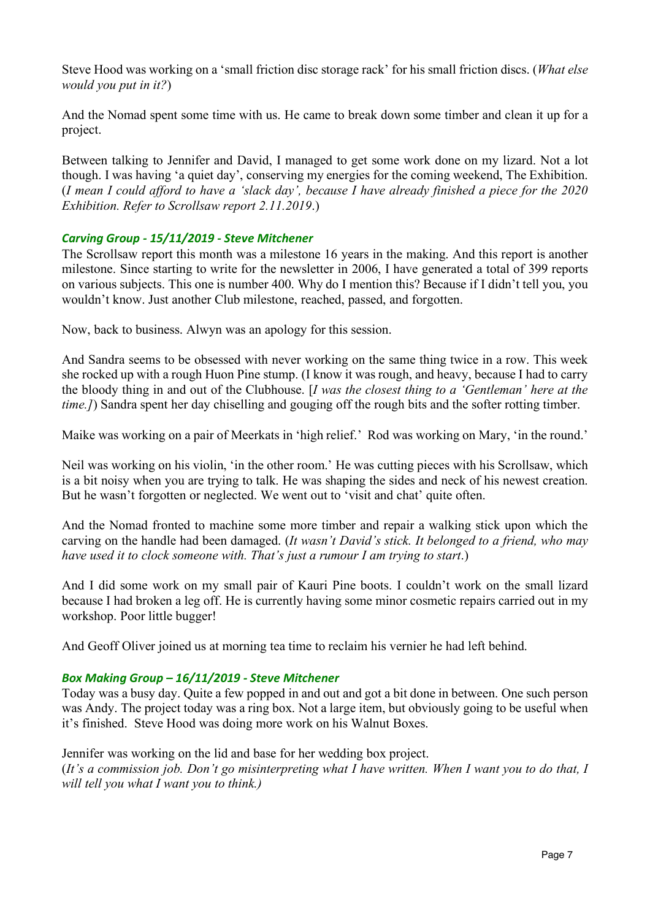Steve Hood was working on a 'small friction disc storage rack' for his small friction discs. (*What else would you put in it?*)

And the Nomad spent some time with us. He came to break down some timber and clean it up for a project.

Between talking to Jennifer and David, I managed to get some work done on my lizard. Not a lot though. I was having 'a quiet day', conserving my energies for the coming weekend, The Exhibition. (*I mean I could afford to have a 'slack day', because I have already finished a piece for the 2020 Exhibition. Refer to Scrollsaw report 2.11.2019*.)

### *Carving Group - 15/11/2019 - Steve Mitchener*

The Scrollsaw report this month was a milestone 16 years in the making. And this report is another milestone. Since starting to write for the newsletter in 2006, I have generated a total of 399 reports on various subjects. This one is number 400. Why do I mention this? Because if I didn't tell you, you wouldn't know. Just another Club milestone, reached, passed, and forgotten.

Now, back to business. Alwyn was an apology for this session.

And Sandra seems to be obsessed with never working on the same thing twice in a row. This week she rocked up with a rough Huon Pine stump. (I know it was rough, and heavy, because I had to carry the bloody thing in and out of the Clubhouse. [*I was the closest thing to a 'Gentleman' here at the time.]*) Sandra spent her day chiselling and gouging off the rough bits and the softer rotting timber.

Maike was working on a pair of Meerkats in 'high relief.' Rod was working on Mary, 'in the round.'

Neil was working on his violin, 'in the other room.' He was cutting pieces with his Scrollsaw, which is a bit noisy when you are trying to talk. He was shaping the sides and neck of his newest creation. But he wasn't forgotten or neglected. We went out to 'visit and chat' quite often.

And the Nomad fronted to machine some more timber and repair a walking stick upon which the carving on the handle had been damaged. (*It wasn't David's stick. It belonged to a friend, who may have used it to clock someone with. That's just a rumour I am trying to start*.)

And I did some work on my small pair of Kauri Pine boots. I couldn't work on the small lizard because I had broken a leg off. He is currently having some minor cosmetic repairs carried out in my workshop. Poor little bugger!

And Geoff Oliver joined us at morning tea time to reclaim his vernier he had left behind.

### *Box Making Group – 16/11/2019 - Steve Mitchener*

Today was a busy day. Quite a few popped in and out and got a bit done in between. One such person was Andy. The project today was a ring box. Not a large item, but obviously going to be useful when it's finished. Steve Hood was doing more work on his Walnut Boxes.

Jennifer was working on the lid and base for her wedding box project.
(*It's a commission job. Don't go misinterpreting what I have written. When I want you to do that, I will tell you what I want you to think.)*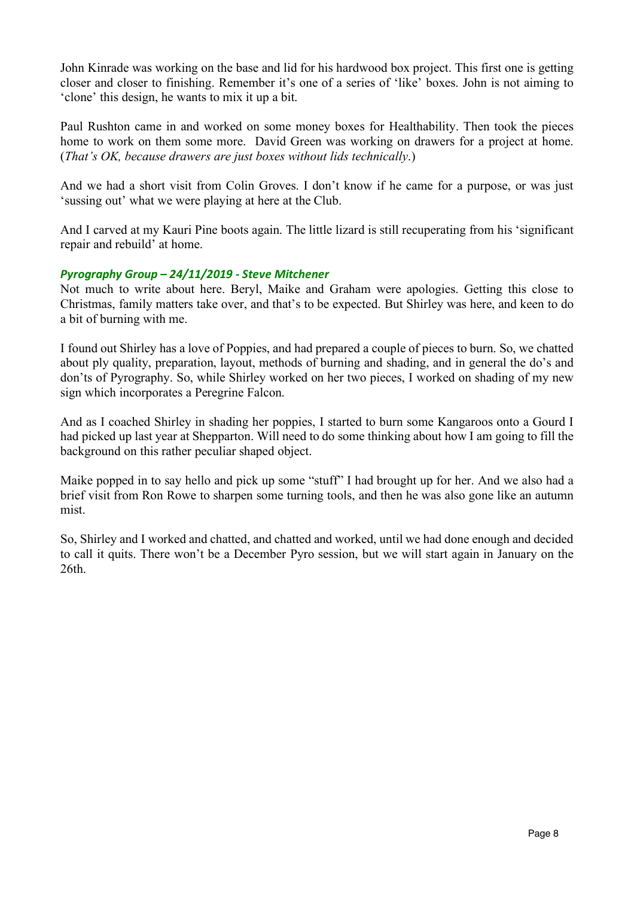John Kinrade was working on the base and lid for his hardwood box project. This first one is getting closer and closer to finishing. Remember it's one of a series of 'like' boxes. John is not aiming to 'clone' this design, he wants to mix it up a bit.

Paul Rushton came in and worked on some money boxes for Healthability. Then took the pieces home to work on them some more. David Green was working on drawers for a project at home. (*That's OK, because drawers are just boxes without lids technically*.)

And we had a short visit from Colin Groves. I don't know if he came for a purpose, or was just 'sussing out' what we were playing at here at the Club.

And I carved at my Kauri Pine boots again. The little lizard is still recuperating from his 'significant repair and rebuild' at home.

### *Pyrography Group – 24/11/2019 - Steve Mitchener*

Not much to write about here. Beryl, Maike and Graham were apologies. Getting this close to Christmas, family matters take over, and that's to be expected. But Shirley was here, and keen to do a bit of burning with me.

I found out Shirley has a love of Poppies, and had prepared a couple of pieces to burn. So, we chatted about ply quality, preparation, layout, methods of burning and shading, and in general the do's and don'ts of Pyrography. So, while Shirley worked on her two pieces, I worked on shading of my new sign which incorporates a Peregrine Falcon.

And as I coached Shirley in shading her poppies, I started to burn some Kangaroos onto a Gourd I had picked up last year at Shepparton. Will need to do some thinking about how I am going to fill the background on this rather peculiar shaped object.

Maike popped in to say hello and pick up some "stuff" I had brought up for her. And we also had a brief visit from Ron Rowe to sharpen some turning tools, and then he was also gone like an autumn mist.

So, Shirley and I worked and chatted, and chatted and worked, until we had done enough and decided to call it quits. There won't be a December Pyro session, but we will start again in January on the 26th.